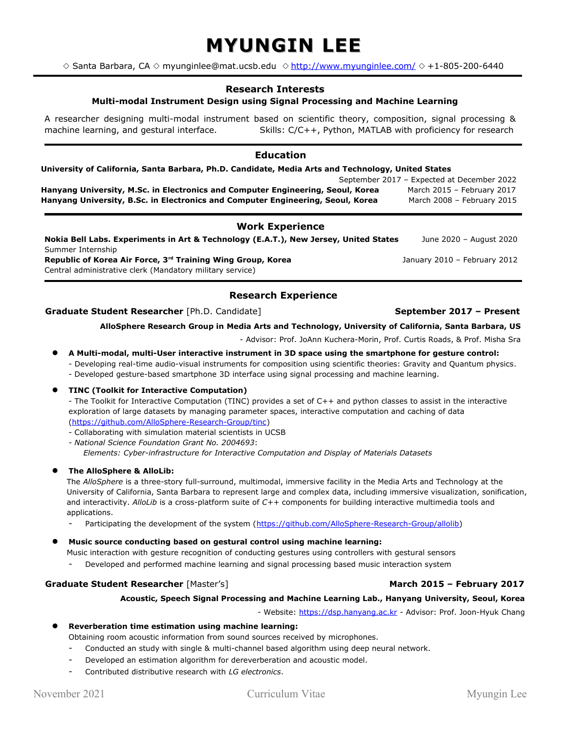# MYUNGIN LEE

◇ Santa Barbara, CA ◇ myunginlee@mat.ucsb.edu ◇ http://www.myunginlee.com/ ◇ +1-805-200-6440

## Research Interests

**Multi-modal Instrument Design using Signal Processing and Machine Learning**

A researcher designing multi-modal instrument based on scientific theory, composition, signal processing & machine learning, and gestural interface. Skills: C/C++, Python, MATLAB with proficiency for research

## Education

**University of California, Santa Barbara, Ph.D. Candidate, Media Arts and Technology, United States**
September 2017 – Expected at December 2022

**Hanyang University, M.Sc. in Electronics and Computer Engineering, Seoul, Korea** March 2015 – February 2017

**Hanyang University, B.Sc. in Electronics and Computer Engineering, Seoul, Korea** March 2008 – February 2015

## Work Experience

**Nokia Bell Labs. Experiments in Art & Technology (E.A.T.), New Jersey, United States** June 2020 – August 2020
Summer Internship

**Republic of Korea Air Force, 3rd Training Wing Group, Korea** January 2010 – February 2012
Central administrative clerk (Mandatory military service)

## Research Experience

**Graduate Student Researcher** [Ph.D. Candidate] **September 2017 – Present**

**AlloSphere Research Group in Media Arts and Technology, University of California, Santa Barbara, US**

- Advisor: Prof. JoAnn Kuchera-Morin, Prof. Curtis Roads, & Prof. Misha Sra

- **A Multi-modal, multi-User interactive instrument in 3D space using the smartphone for gesture control:**
  - Developing real-time audio-visual instruments for composition using scientific theories: Gravity and Quantum physics.
  - Developed gesture-based smartphone 3D interface using signal processing and machine learning.

- **TINC (Toolkit for Interactive Computation)**
  - The Toolkit for Interactive Computation (TINC) provides a set of C++ and python classes to assist in the interactive exploration of large datasets by managing parameter spaces, interactive computation and caching of data (https://github.com/AlloSphere-Research-Group/tinc)
  - Collaborating with simulation material scientists in UCSB
  - *National Science Foundation Grant No. 2004693*:
    *Elements: Cyber-infrastructure for Interactive Computation and Display of Materials Datasets*

- **The AlloSphere & AlloLib:**
  The *AlloSphere* is a three-story full-surround, multimodal, immersive facility in the Media Arts and Technology at the University of California, Santa Barbara to represent large and complex data, including immersive visualization, sonification, and interactivity. *AlloLib* is a cross-platform suite of *C++* components for building interactive multimedia tools and applications.
  - Participating the development of the system (https://github.com/AlloSphere-Research-Group/allolib)

- **Music source conducting based on gestural control using machine learning:**
  Music interaction with gesture recognition of conducting gestures using controllers with gestural sensors
  - Developed and performed machine learning and signal processing based music interaction system

**Graduate Student Researcher** [Master's] **March 2015 – February 2017**

**Acoustic, Speech Signal Processing and Machine Learning Lab., Hanyang University, Seoul, Korea**

- Website: https://dsp.hanyang.ac.kr - Advisor: Prof. Joon-Hyuk Chang

- **Reverberation time estimation using machine learning:**
  Obtaining room acoustic information from sound sources received by microphones.
  - Conducted an study with single & multi-channel based algorithm using deep neural network.
  - Developed an estimation algorithm for dereverberation and acoustic model.
  - Contributed distributive research with *LG electronics*.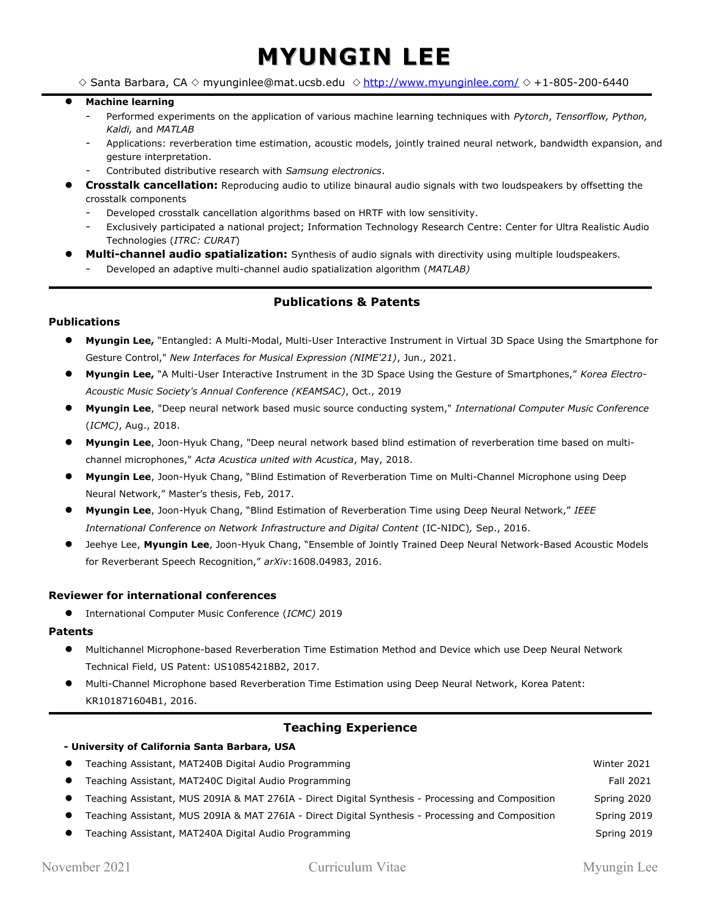# MYUNGIN LEE

◇ Santa Barbara, CA ◇ myunginlee@mat.ucsb.edu ◇ http://www.myunginlee.com/ ◇ +1-805-200-6440

- **Machine learning**
  - Performed experiments on the application of various machine learning techniques with *Pytorch*, *Tensorflow, Python, Kaldi,* and *MATLAB*
  - Applications: reverberation time estimation, acoustic models, jointly trained neural network, bandwidth expansion, and gesture interpretation.
  - Contributed distributive research with *Samsung electronics*.
- **Crosstalk cancellation:** Reproducing audio to utilize binaural audio signals with two loudspeakers by offsetting the crosstalk components
  - Developed crosstalk cancellation algorithms based on HRTF with low sensitivity.
  - Exclusively participated a national project; Information Technology Research Centre: Center for Ultra Realistic Audio Technologies (*ITRC: CURAT*)
- **Multi-channel audio spatialization:** Synthesis of audio signals with directivity using multiple loudspeakers.
  - Developed an adaptive multi-channel audio spatialization algorithm (*MATLAB)*

## Publications & Patents

### Publications

- **Myungin Lee,** "Entangled: A Multi-Modal, Multi-User Interactive Instrument in Virtual 3D Space Using the Smartphone for Gesture Control," *New Interfaces for Musical Expression (NIME'21)*, Jun., 2021.
- **Myungin Lee,** "A Multi-User Interactive Instrument in the 3D Space Using the Gesture of Smartphones," *Korea Electro-Acoustic Music Society's Annual Conference (KEAMSAC)*, Oct., 2019
- **Myungin Lee**, "Deep neural network based music source conducting system," *International Computer Music Conference* (*ICMC)*, Aug., 2018.
- **Myungin Lee**, Joon-Hyuk Chang, "Deep neural network based blind estimation of reverberation time based on multi-channel microphones," *Acta Acustica united with Acustica*, May, 2018.
- **Myungin Lee**, Joon-Hyuk Chang, "Blind Estimation of Reverberation Time on Multi-Channel Microphone using Deep Neural Network," Master's thesis, Feb, 2017.
- **Myungin Lee**, Joon-Hyuk Chang, "Blind Estimation of Reverberation Time using Deep Neural Network," *IEEE International Conference on Network Infrastructure and Digital Content* (IC-NIDC)*,* Sep., 2016.
- Jeehye Lee, **Myungin Lee**, Joon-Hyuk Chang, "Ensemble of Jointly Trained Deep Neural Network-Based Acoustic Models for Reverberant Speech Recognition," *arXiv*:1608.04983, 2016.

### Reviewer for international conferences

- International Computer Music Conference (*ICMC)* 2019

### Patents

- Multichannel Microphone-based Reverberation Time Estimation Method and Device which use Deep Neural Network Technical Field, US Patent: US10854218B2, 2017.
- Multi-Channel Microphone based Reverberation Time Estimation using Deep Neural Network, Korea Patent: KR101871604B1, 2016.

## Teaching Experience

**- University of California Santa Barbara, USA**

- Teaching Assistant, MAT240B Digital Audio Programming — Winter 2021
- Teaching Assistant, MAT240C Digital Audio Programming — Fall 2021
- Teaching Assistant, MUS 209IA & MAT 276IA - Direct Digital Synthesis - Processing and Composition — Spring 2020
- Teaching Assistant, MUS 209IA & MAT 276IA - Direct Digital Synthesis - Processing and Composition — Spring 2019
- Teaching Assistant, MAT240A Digital Audio Programming — Spring 2019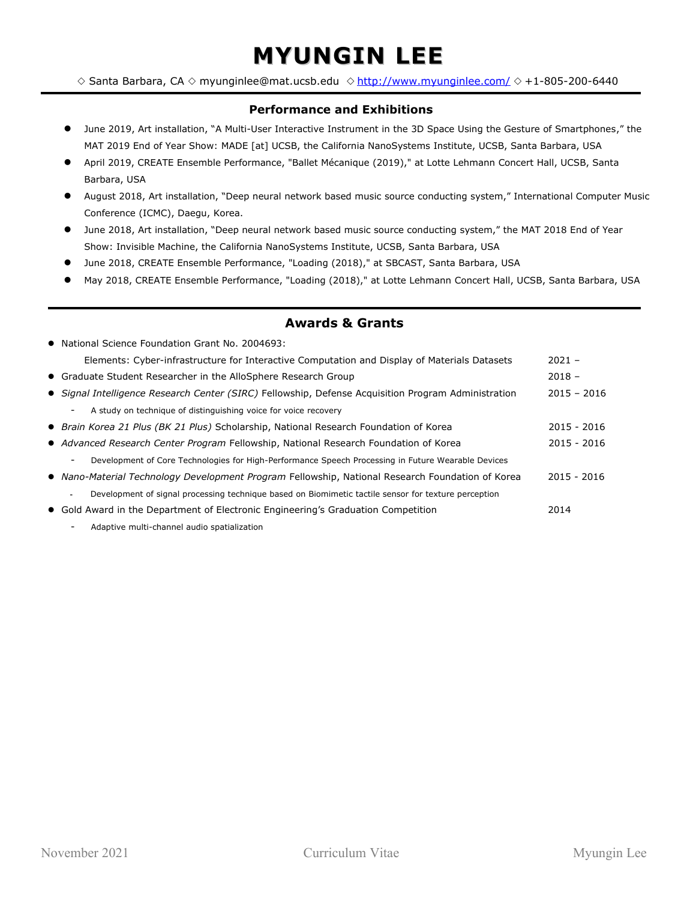# MYUNGIN LEE

◇ Santa Barbara, CA ◇ myunginlee@mat.ucsb.edu ◇ http://www.myunginlee.com/ ◇ +1-805-200-6440

## Performance and Exhibitions

- June 2019, Art installation, "A Multi-User Interactive Instrument in the 3D Space Using the Gesture of Smartphones," the MAT 2019 End of Year Show: MADE [at] UCSB, the California NanoSystems Institute, UCSB, Santa Barbara, USA
- April 2019, CREATE Ensemble Performance, "Ballet Mécanique (2019)," at Lotte Lehmann Concert Hall, UCSB, Santa Barbara, USA
- August 2018, Art installation, "Deep neural network based music source conducting system," International Computer Music Conference (ICMC), Daegu, Korea.
- June 2018, Art installation, "Deep neural network based music source conducting system," the MAT 2018 End of Year Show: Invisible Machine, the California NanoSystems Institute, UCSB, Santa Barbara, USA
- June 2018, CREATE Ensemble Performance, "Loading (2018)," at SBCAST, Santa Barbara, USA
- May 2018, CREATE Ensemble Performance, "Loading (2018)," at Lotte Lehmann Concert Hall, UCSB, Santa Barbara, USA

## Awards & Grants

- National Science Foundation Grant No. 2004693:
  Elements: Cyber-infrastructure for Interactive Computation and Display of Materials Datasets — 2021 –
- Graduate Student Researcher in the AlloSphere Research Group — 2018 –
- *Signal Intelligence Research Center (SIRC)* Fellowship, Defense Acquisition Program Administration — 2015 – 2016
  - A study on technique of distinguishing voice for voice recovery
- *Brain Korea 21 Plus (BK 21 Plus)* Scholarship, National Research Foundation of Korea — 2015 - 2016
- *Advanced Research Center Program* Fellowship, National Research Foundation of Korea — 2015 - 2016
  - Development of Core Technologies for High-Performance Speech Processing in Future Wearable Devices
- *Nano-Material Technology Development Program* Fellowship, National Research Foundation of Korea — 2015 - 2016
  - Development of signal processing technique based on Biomimetic tactile sensor for texture perception
- Gold Award in the Department of Electronic Engineering's Graduation Competition — 2014
  - Adaptive multi-channel audio spatialization